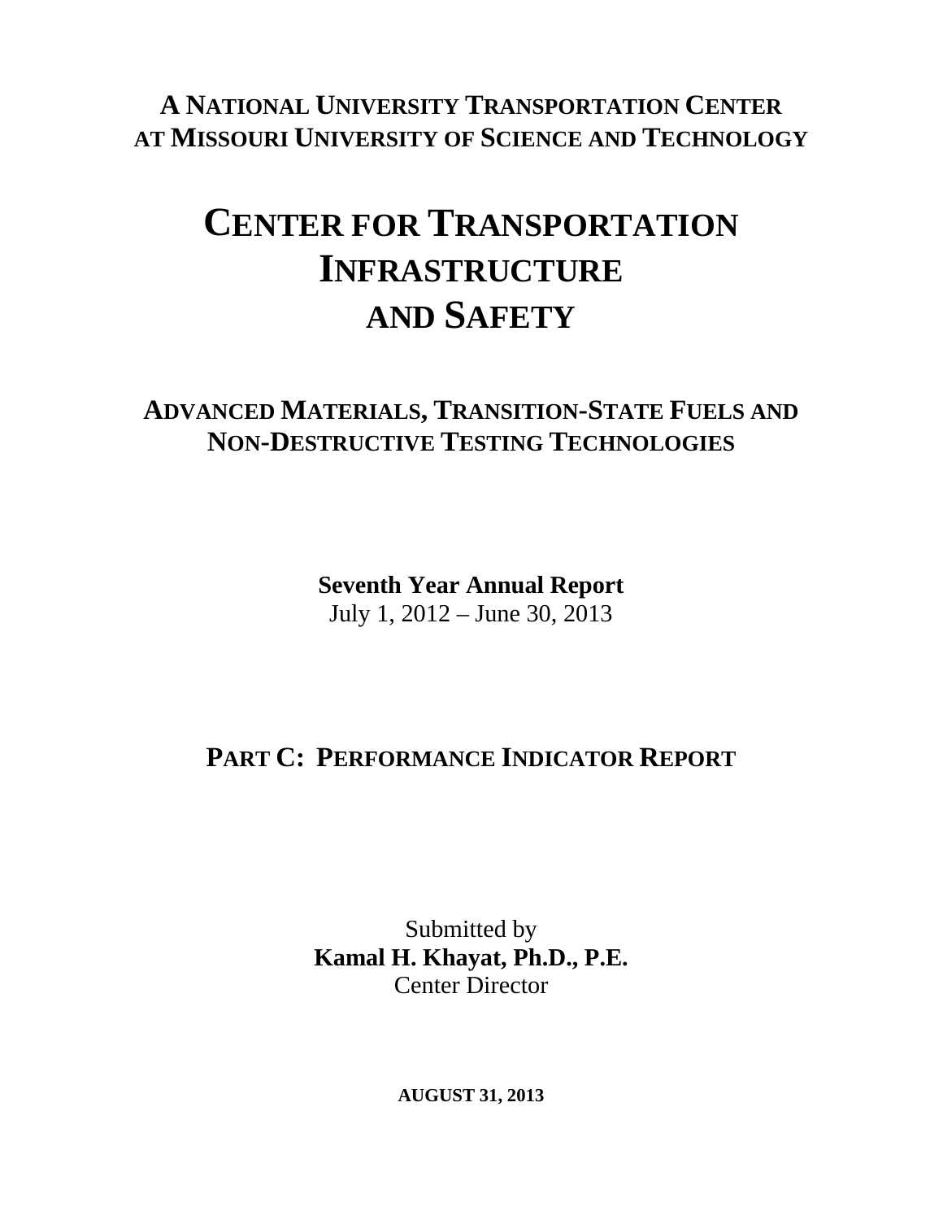**A NATIONAL UNIVERSITY TRANSPORTATION CENTER AT MISSOURI UNIVERSITY OF SCIENCE AND TECHNOLOGY**

# CENTER FOR TRANSPORTATION INFRASTRUCTURE AND SAFETY

## ADVANCED MATERIALS, TRANSITION-STATE FUELS AND NON-DESTRUCTIVE TESTING TECHNOLOGIES

**Seventh Year Annual Report**
July 1, 2012 – June 30, 2013

## PART C: PERFORMANCE INDICATOR REPORT

Submitted by
**Kamal H. Khayat, Ph.D., P.E.**
Center Director

**AUGUST 31, 2013**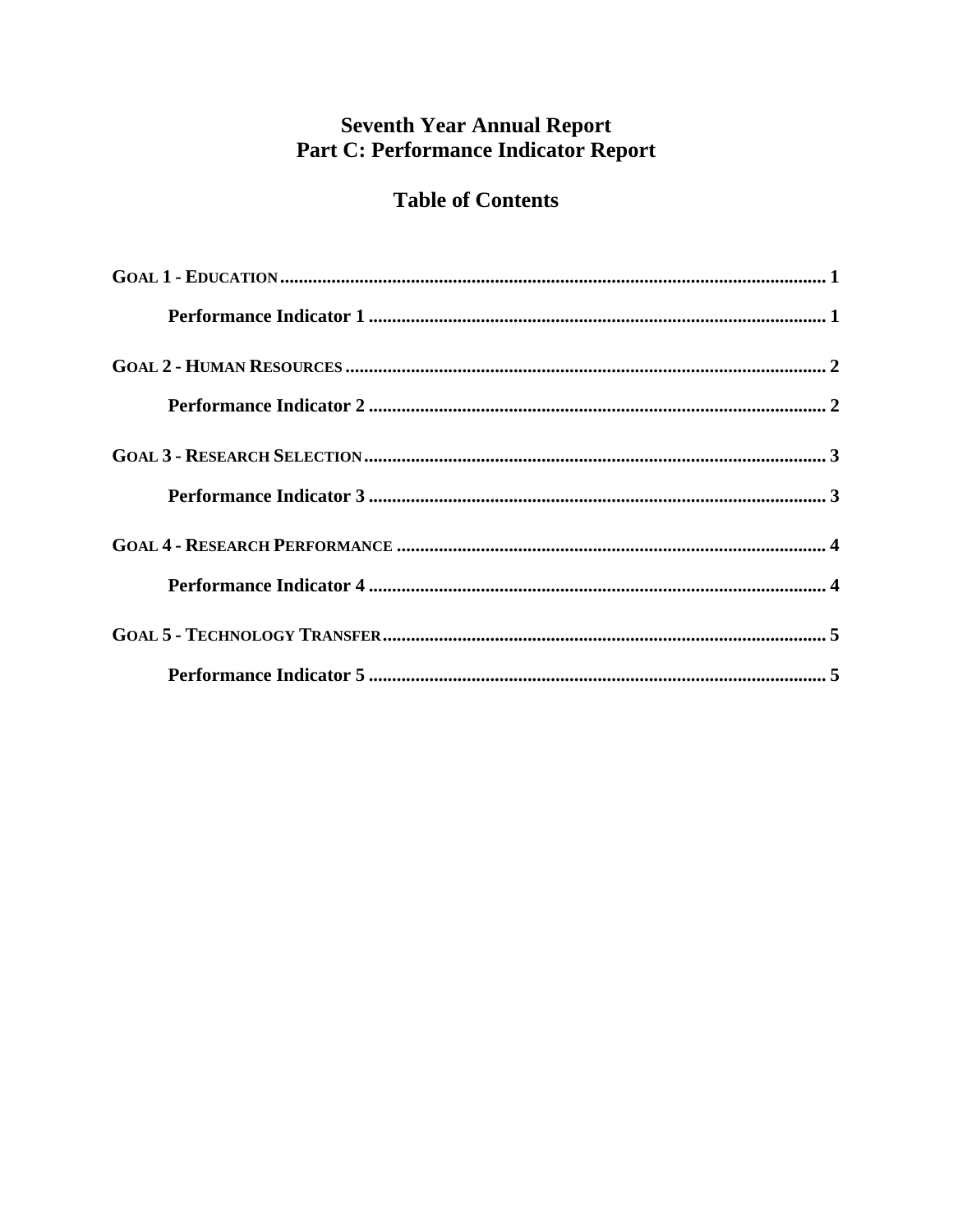# Seventh Year Annual Report
# Part C: Performance Indicator Report

## Table of Contents

GOAL 1 - EDUCATION ........................................................................................................ 1

  **Performance Indicator 1** .............................................................................................. 1

GOAL 2 - HUMAN RESOURCES ........................................................................................... 2

  **Performance Indicator 2** .............................................................................................. 2

GOAL 3 - RESEARCH SELECTION ....................................................................................... 3

  **Performance Indicator 3** .............................................................................................. 3

GOAL 4 - RESEARCH PERFORMANCE ................................................................................ 4

  **Performance Indicator 4** .............................................................................................. 4

GOAL 5 - TECHNOLOGY TRANSFER .................................................................................. 5

  **Performance Indicator 5** .............................................................................................. 5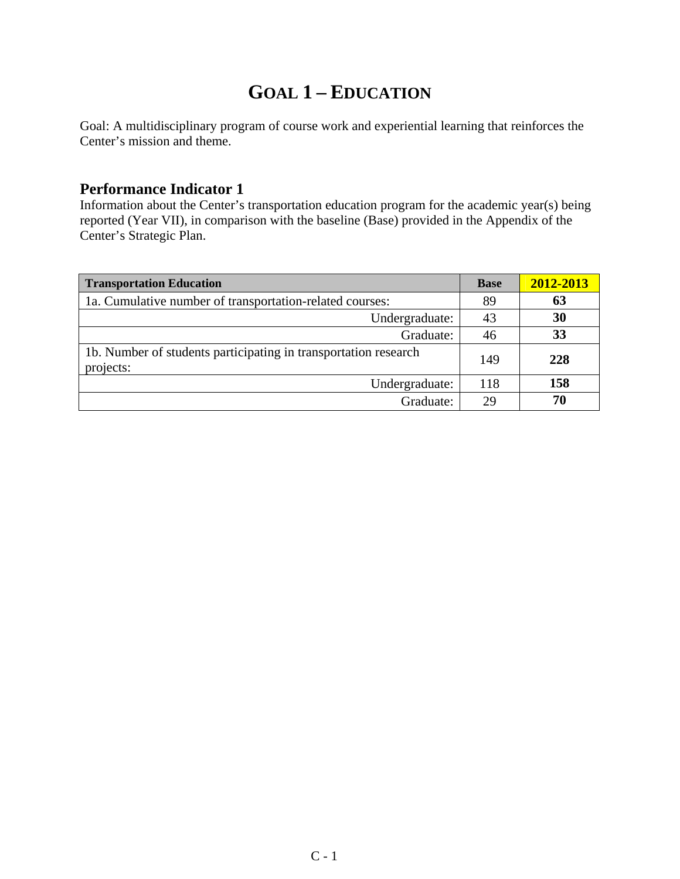# GOAL 1 – EDUCATION

Goal: A multidisciplinary program of course work and experiential learning that reinforces the Center's mission and theme.

## Performance Indicator 1

Information about the Center's transportation education program for the academic year(s) being reported (Year VII), in comparison with the baseline (Base) provided in the Appendix of the Center's Strategic Plan.

| Transportation Education | Base | 2012-2013 |
|---|---|---|
| 1a. Cumulative number of transportation-related courses: | 89 | **63** |
| Undergraduate: | 43 | **30** |
| Graduate: | 46 | **33** |
| 1b. Number of students participating in transportation research projects: | 149 | **228** |
| Undergraduate: | 118 | **158** |
| Graduate: | 29 | **70** |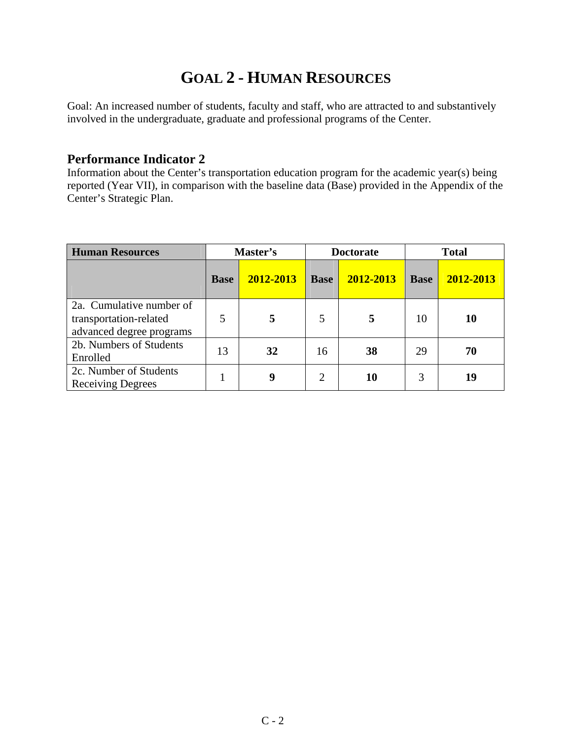# GOAL 2 - HUMAN RESOURCES

Goal: An increased number of students, faculty and staff, who are attracted to and substantively involved in the undergraduate, graduate and professional programs of the Center.

## Performance Indicator 2

Information about the Center's transportation education program for the academic year(s) being reported (Year VII), in comparison with the baseline data (Base) provided in the Appendix of the Center's Strategic Plan.

| Human Resources | Master's | | Doctorate | | Total | |
|---|---|---|---|---|---|---|
| | **Base** | **2012-2013** | **Base** | **2012-2013** | **Base** | **2012-2013** |
| 2a. Cumulative number of transportation-related advanced degree programs | 5 | **5** | 5 | **5** | 10 | **10** |
| 2b. Numbers of Students Enrolled | 13 | **32** | 16 | **38** | 29 | **70** |
| 2c. Number of Students Receiving Degrees | 1 | **9** | 2 | **10** | 3 | **19** |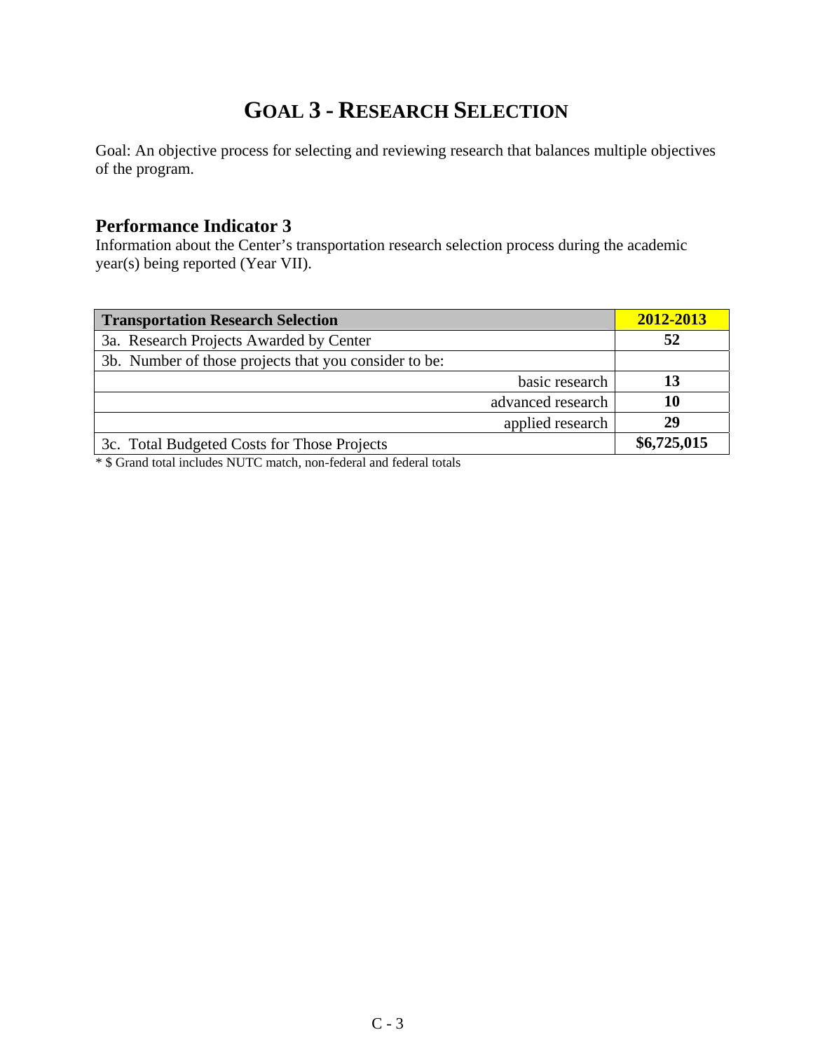# GOAL 3 - RESEARCH SELECTION

Goal: An objective process for selecting and reviewing research that balances multiple objectives of the program.

## Performance Indicator 3

Information about the Center's transportation research selection process during the academic year(s) being reported (Year VII).

| Transportation Research Selection | 2012-2013 |
|---|---|
| 3a. Research Projects Awarded by Center | **52** |
| 3b. Number of those projects that you consider to be: | |
| basic research | **13** |
| advanced research | **10** |
| applied research | **29** |
| 3c. Total Budgeted Costs for Those Projects | **$6,725,015** |

* $ Grand total includes NUTC match, non-federal and federal totals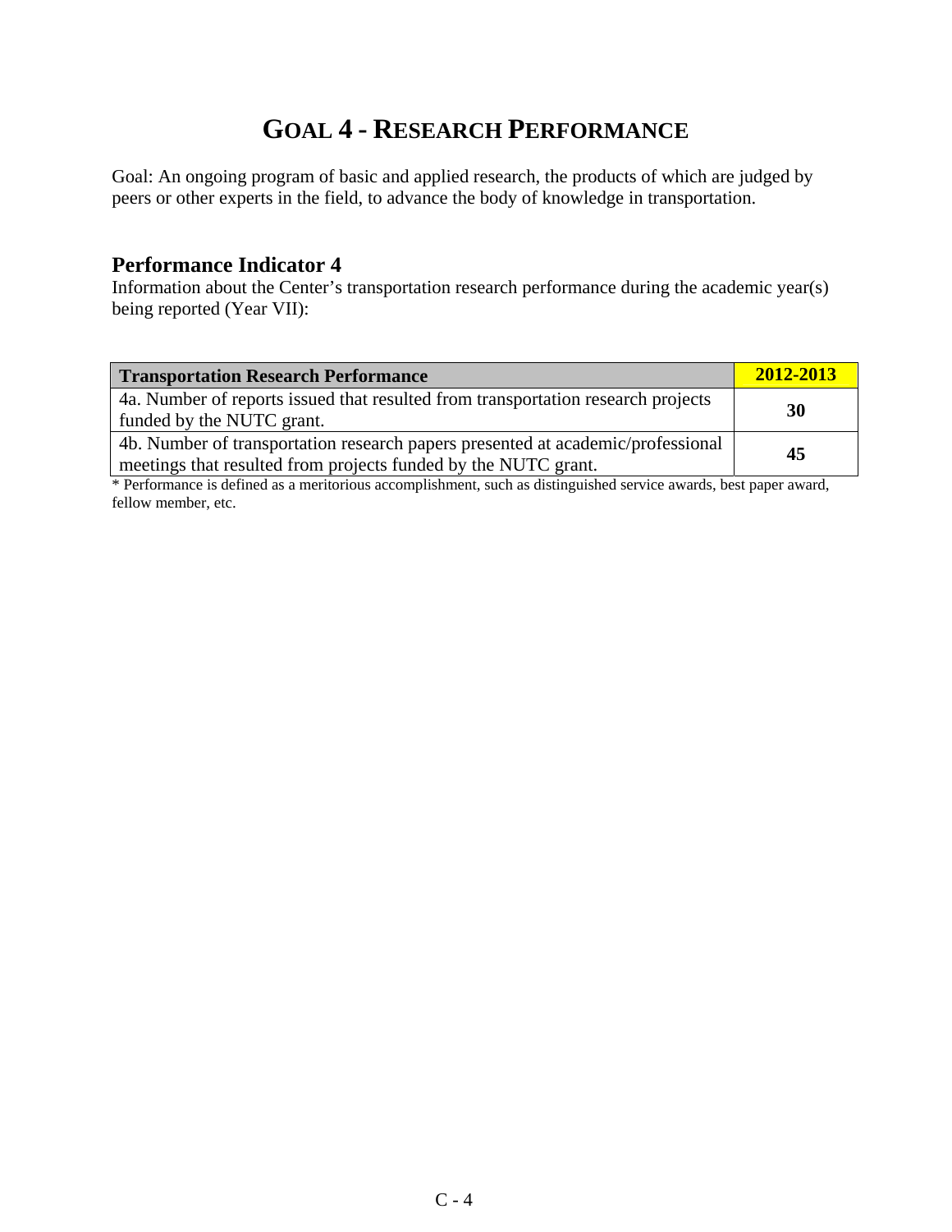# GOAL 4 - RESEARCH PERFORMANCE

Goal: An ongoing program of basic and applied research, the products of which are judged by peers or other experts in the field, to advance the body of knowledge in transportation.

## Performance Indicator 4

Information about the Center's transportation research performance during the academic year(s) being reported (Year VII):

| Transportation Research Performance | 2012-2013 |
|---|---|
| 4a. Number of reports issued that resulted from transportation research projects funded by the NUTC grant. | **30** |
| 4b. Number of transportation research papers presented at academic/professional meetings that resulted from projects funded by the NUTC grant. | **45** |

* Performance is defined as a meritorious accomplishment, such as distinguished service awards, best paper award, fellow member, etc.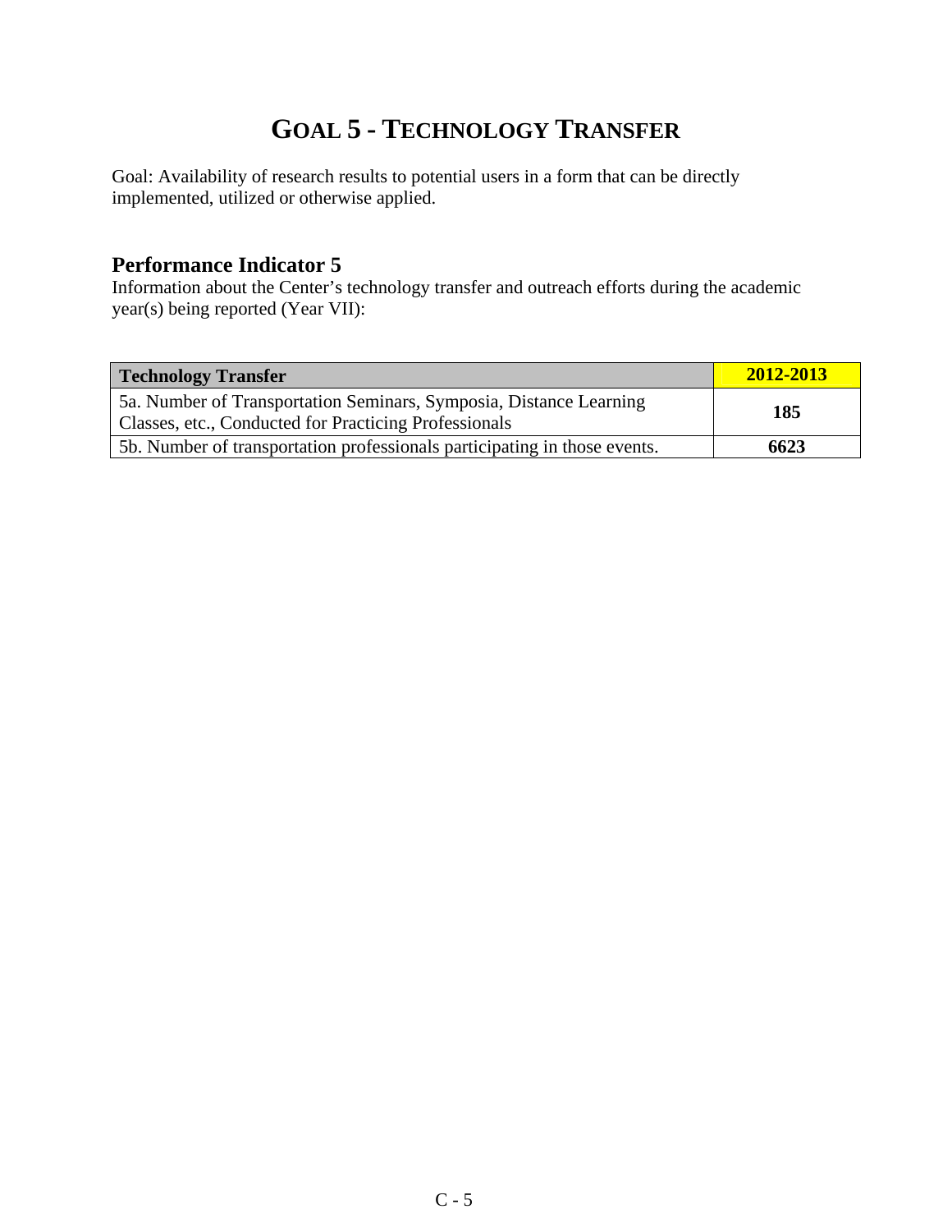# GOAL 5 - TECHNOLOGY TRANSFER

Goal: Availability of research results to potential users in a form that can be directly implemented, utilized or otherwise applied.

## Performance Indicator 5

Information about the Center's technology transfer and outreach efforts during the academic year(s) being reported (Year VII):

| Technology Transfer | 2012-2013 |
|---|---|
| 5a. Number of Transportation Seminars, Symposia, Distance Learning Classes, etc., Conducted for Practicing Professionals | **185** |
| 5b. Number of transportation professionals participating in those events. | **6623** |